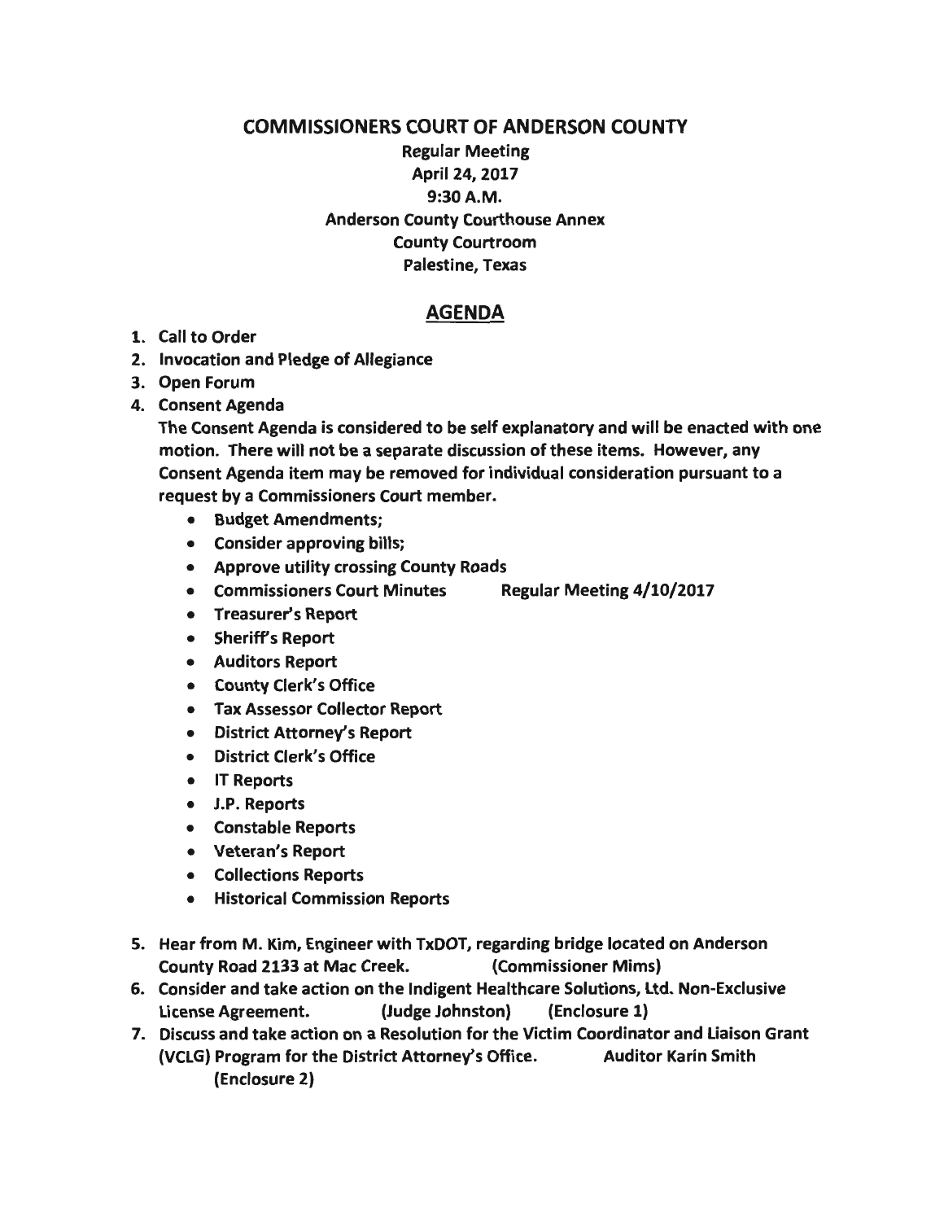# COMMISSIONERS COURT OF ANDERSON COUNTY

**Regular Meeting**
**April 24, 2017**
**9:30 A.M.**
**Anderson County Courthouse Annex**
**County Courtroom**
**Palestine, Texas**

## AGENDA

1. Call to Order
2. Invocation and Pledge of Allegiance
3. Open Forum
4. Consent Agenda

   The Consent Agenda is considered to be self explanatory and will be enacted with one motion. There will not be a separate discussion of these items. However, any Consent Agenda item may be removed for individual consideration pursuant to a request by a Commissioners Court member.

   - Budget Amendments;
   - Consider approving bills;
   - Approve utility crossing County Roads
   - Commissioners Court Minutes Regular Meeting 4/10/2017
   - Treasurer's Report
   - Sheriff's Report
   - Auditors Report
   - County Clerk's Office
   - Tax Assessor Collector Report
   - District Attorney's Report
   - District Clerk's Office
   - IT Reports
   - J.P. Reports
   - Constable Reports
   - Veteran's Report
   - Collections Reports
   - Historical Commission Reports

5. Hear from M. Kim, Engineer with TxDOT, regarding bridge located on Anderson County Road 2133 at Mac Creek. (Commissioner Mims)
6. Consider and take action on the Indigent Healthcare Solutions, Ltd. Non-Exclusive License Agreement. (Judge Johnston) (Enclosure 1)
7. Discuss and take action on a Resolution for the Victim Coordinator and Liaison Grant (VCLG) Program for the District Attorney's Office. Auditor Karin Smith (Enclosure 2)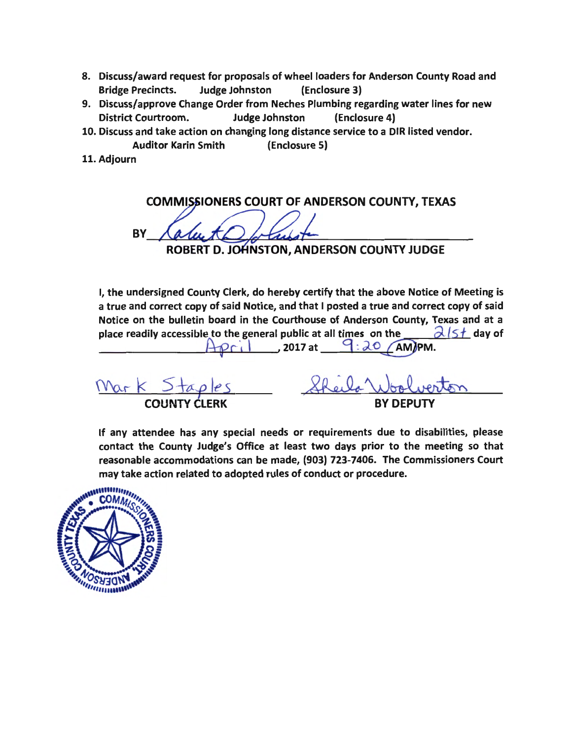8. Discuss/award request for proposals of wheel loaders for Anderson County Road and Bridge Precincts. Judge Johnston (Enclosure 3)
9. Discuss/approve Change Order from Neches Plumbing regarding water lines for new District Courtroom. Judge Johnston (Enclosure 4)
10. Discuss and take action on changing long distance service to a DIR listed vendor. Auditor Karin Smith (Enclosure 5)
11. Adjourn

**COMMISSIONERS COURT OF ANDERSON COUNTY, TEXAS**

BY *Robert D. Johnston*

**ROBERT D. JOHNSTON, ANDERSON COUNTY JUDGE**

I, the undersigned County Clerk, do hereby certify that the above Notice of Meeting is a true and correct copy of said Notice, and that I posted a true and correct copy of said Notice on the bulletin board in the Courthouse of Anderson County, Texas and at a place readily accessible to the general public at all times on the 21st day of April, 2017 at 9:20 AM/PM.

*Mark Staples*
**COUNTY CLERK**

*Sheila Woolverton*
**BY DEPUTY**

If any attendee has any special needs or requirements due to disabilities, please contact the County Judge's Office at least two days prior to the meeting so that reasonable accommodations can be made, (903) 723-7406. The Commissioners Court may take action related to adopted rules of conduct or procedure.

COMMISSIONERS COURT • ANDERSON COUNTY TEXAS